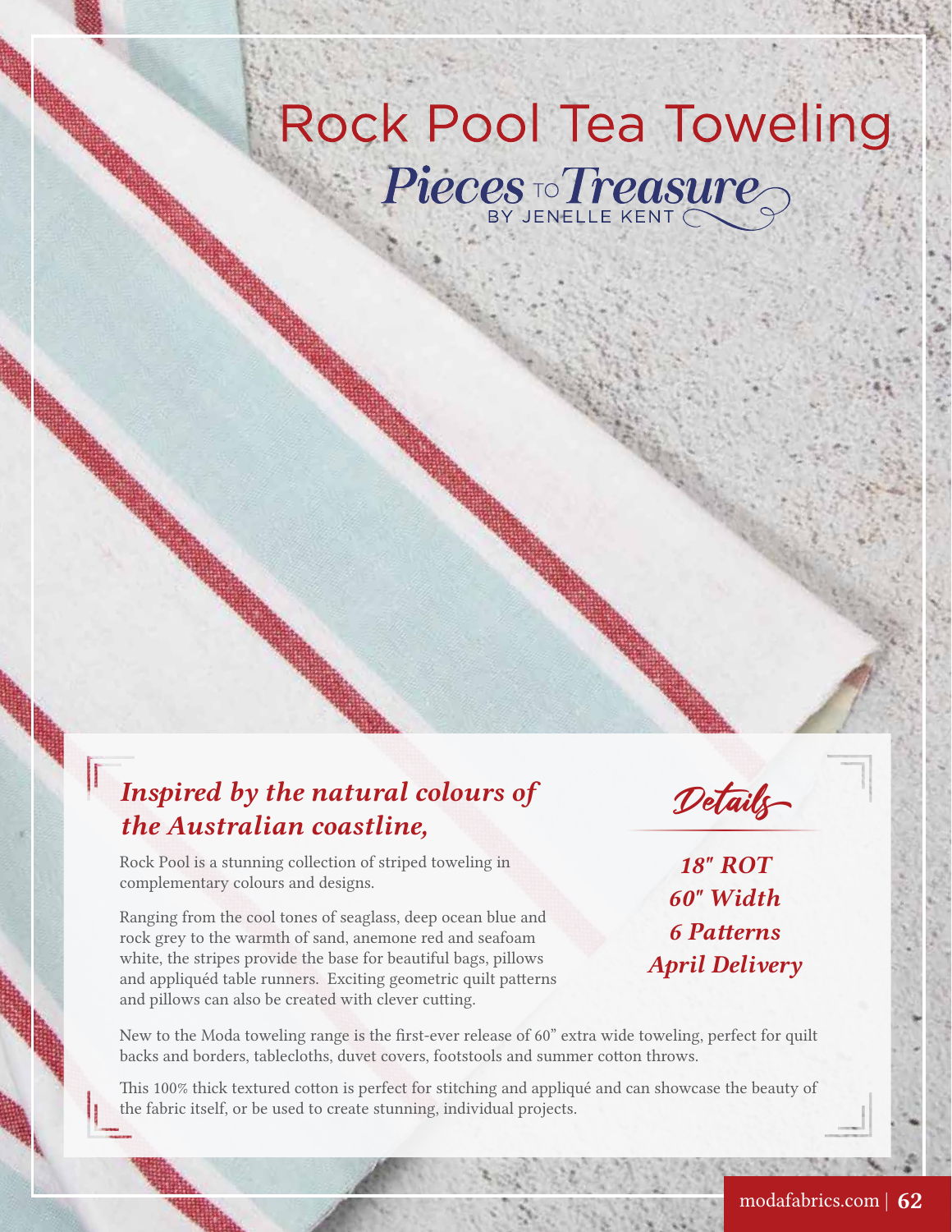# Rock Pool Tea Toweling

## Pieces to Treasure

BY JENELLE KENT

### *Inspired by the natural colours of the Australian coastline,*

Rock Pool is a stunning collection of striped toweling in complementary colours and designs.

Ranging from the cool tones of seaglass, deep ocean blue and rock grey to the warmth of sand, anemone red and seafoam white, the stripes provide the base for beautiful bags, pillows and appliquéd table runners. Exciting geometric quilt patterns and pillows can also be created with clever cutting.

### *Details*

*18" ROT*
*60" Width*
*6 Patterns*
*April Delivery*

New to the Moda toweling range is the first-ever release of 60" extra wide toweling, perfect for quilt backs and borders, tablecloths, duvet covers, footstools and summer cotton throws.

This 100% thick textured cotton is perfect for stitching and appliqué and can showcase the beauty of the fabric itself, or be used to create stunning, individual projects.

modafabrics.com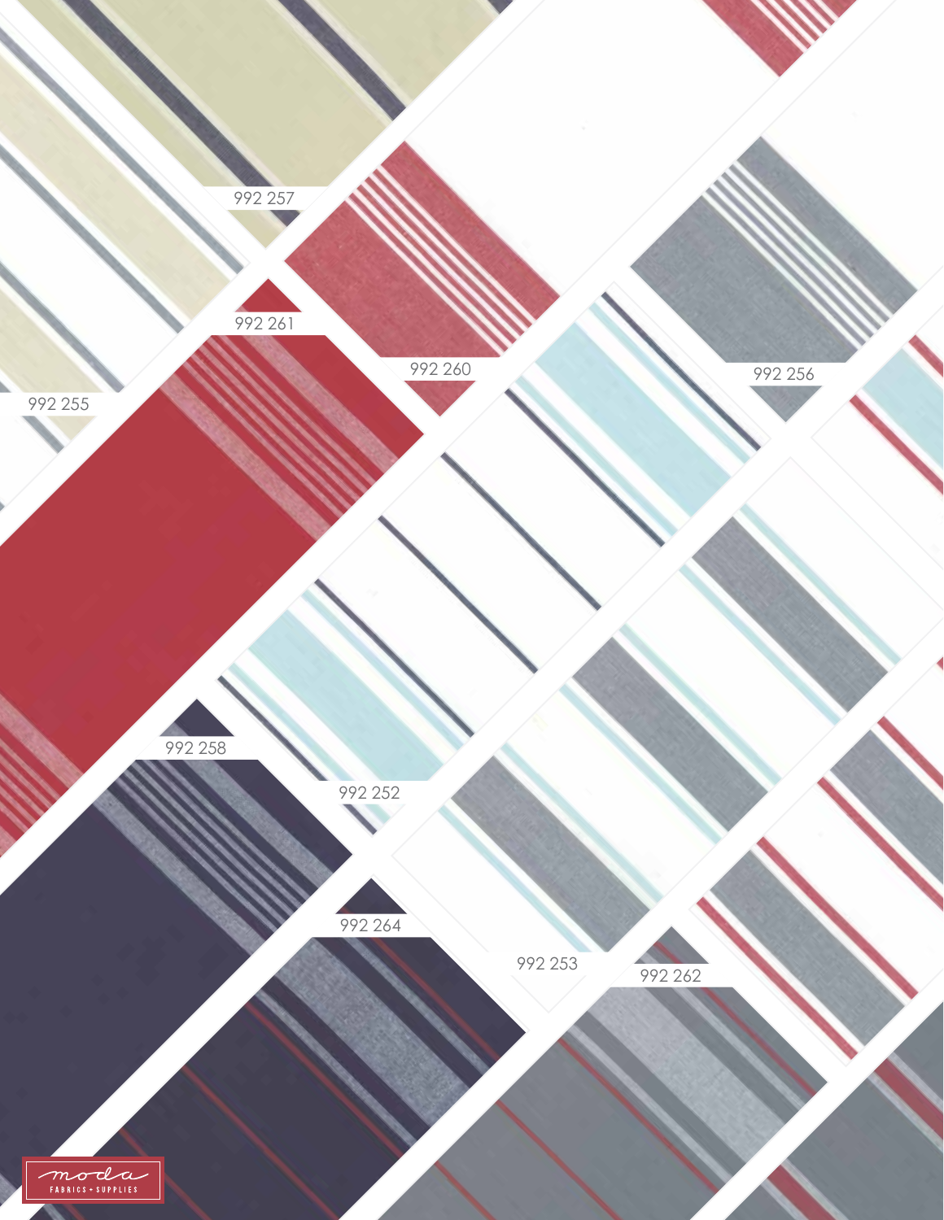992 257

992 261

992 260

992 256

992 255

992 258

992 252

992 264

992 253

992 262

moda FABRICS + SUPPLIES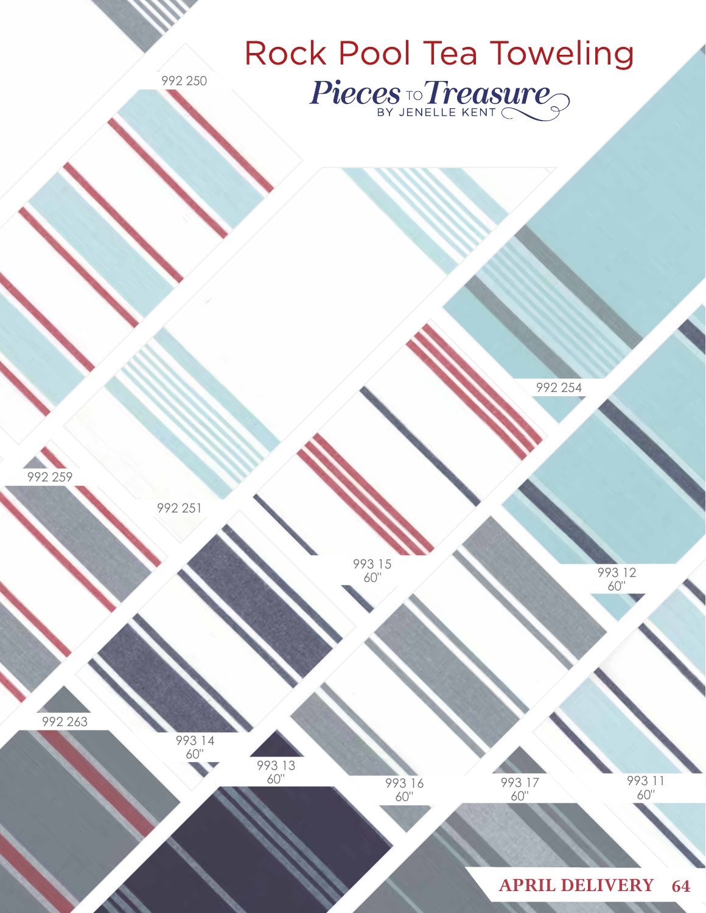# Rock Pool Tea Toweling

*Pieces to Treasure* BY JENELLE KENT

992 250

992 254

992 259

992 251

993 15
60"

993 12
60"

992 263

993 14
60"

993 13
60"

993 16
60"

993 17
60"

993 11
60"

**APRIL DELIVERY**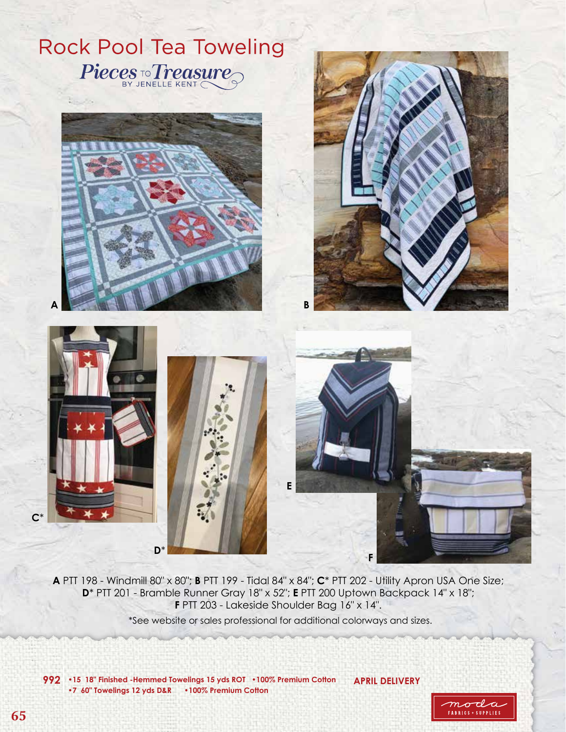# Rock Pool Tea Toweling

*Pieces to Treasure* BY JENELLE KENT

A

B

C*

D*

E

F

**A** PTT 198 - Windmill 80" x 80"; **B** PTT 199 - Tidal 84" x 84"; **C*** PTT 202 - Utility Apron USA One Size; **D*** PTT 201 - Bramble Runner Gray 18" x 52"; **E** PTT 200 Uptown Backpack 14" x 18"; **F** PTT 203 - Lakeside Shoulder Bag 16" x 14".

*See website or sales professional for additional colorways and sizes.

**992** •15 18" Finished -Hemmed Towelings 15 yds ROT •100% Premium Cotton
•7 60" Towelings 12 yds D&R •100% Premium Cotton

**APRIL DELIVERY**

moda FABRICS + SUPPLIES